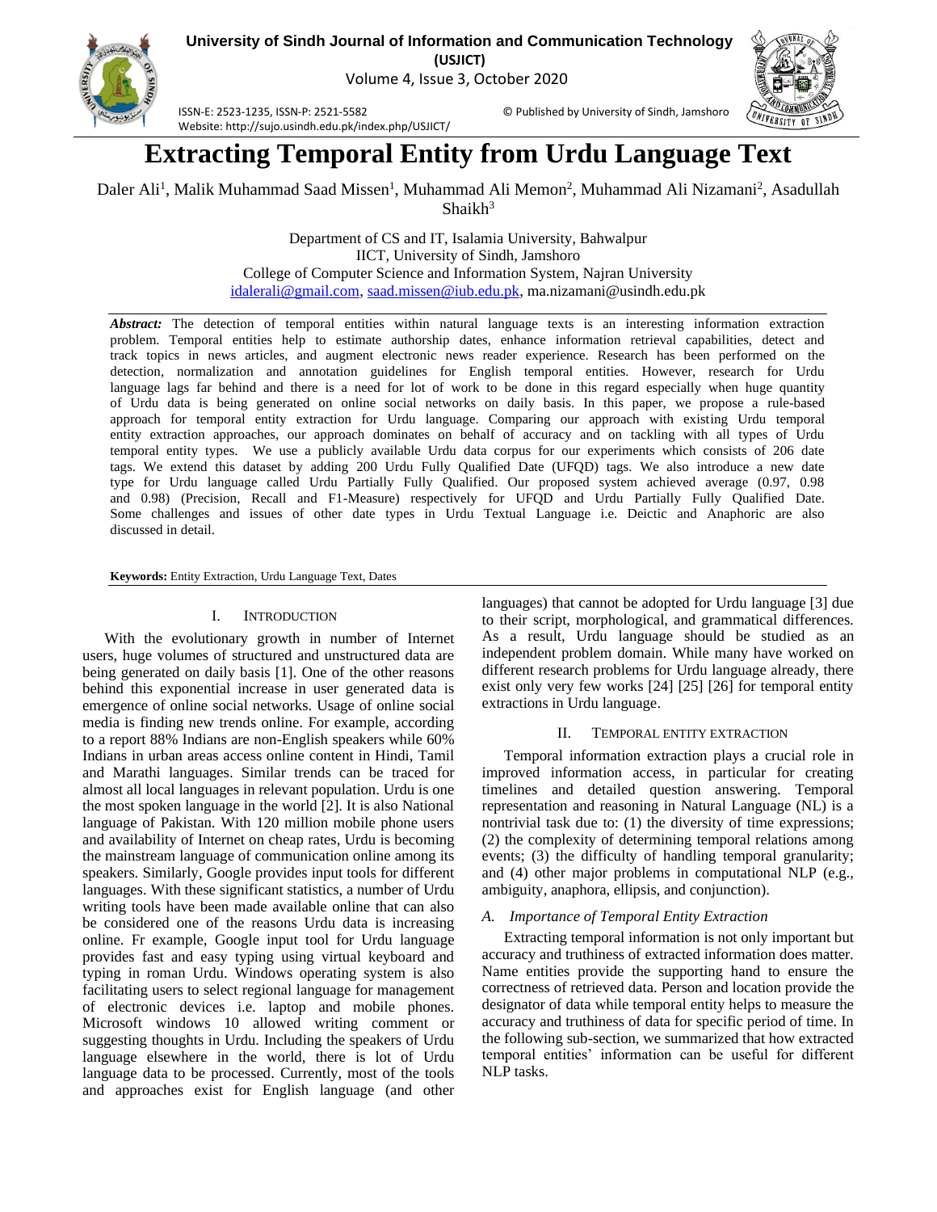# Extracting Temporal Entity from Urdu Language Text

Daler Ali[1], Malik Muhammad Saad Missen[1], Muhammad Ali Memon[2], Muhammad Ali Nizamani[2], Asadullah Shaikh[3]

Department of CS and IT, Isalamia University, Bahwalpur
IICT, University of Sindh, Jamshoro
College of Computer Science and Information System, Najran University
idalerali@gmail.com, saad.missen@iub.edu.pk, ma.nizamani@usindh.edu.pk

***Abstract:*** The detection of temporal entities within natural language texts is an interesting information extraction problem. Temporal entities help to estimate authorship dates, enhance information retrieval capabilities, detect and track topics in news articles, and augment electronic news reader experience. Research has been performed on the detection, normalization and annotation guidelines for English temporal entities. However, research for Urdu language lags far behind and there is a need for lot of work to be done in this regard especially when huge quantity of Urdu data is being generated on online social networks on daily basis. In this paper, we propose a rule-based approach for temporal entity extraction for Urdu language. Comparing our approach with existing Urdu temporal entity extraction approaches, our approach dominates on behalf of accuracy and on tackling with all types of Urdu temporal entity types. We use a publicly available Urdu data corpus for our experiments which consists of 206 date tags. We extend this dataset by adding 200 Urdu Fully Qualified Date (UFQD) tags. We also introduce a new date type for Urdu language called Urdu Partially Fully Qualified. Our proposed system achieved average (0.97, 0.98 and 0.98) (Precision, Recall and F1-Measure) respectively for UFQD and Urdu Partially Fully Qualified Date. Some challenges and issues of other date types in Urdu Textual Language i.e. Deictic and Anaphoric are also discussed in detail.

**Keywords:** Entity Extraction, Urdu Language Text, Dates

## I. Introduction

With the evolutionary growth in number of Internet users, huge volumes of structured and unstructured data are being generated on daily basis [1]. One of the other reasons behind this exponential increase in user generated data is emergence of online social networks. Usage of online social media is finding new trends online. For example, according to a report 88% Indians are non-English speakers while 60% Indians in urban areas access online content in Hindi, Tamil and Marathi languages. Similar trends can be traced for almost all local languages in relevant population. Urdu is one the most spoken language in the world [2]. It is also National language of Pakistan. With 120 million mobile phone users and availability of Internet on cheap rates, Urdu is becoming the mainstream language of communication online among its speakers. Similarly, Google provides input tools for different languages. With these significant statistics, a number of Urdu writing tools have been made available online that can also be considered one of the reasons Urdu data is increasing online. Fr example, Google input tool for Urdu language provides fast and easy typing using virtual keyboard and typing in roman Urdu. Windows operating system is also facilitating users to select regional language for management of electronic devices i.e. laptop and mobile phones. Microsoft windows 10 allowed writing comment or suggesting thoughts in Urdu. Including the speakers of Urdu language elsewhere in the world, there is lot of Urdu language data to be processed. Currently, most of the tools and approaches exist for English language (and other languages) that cannot be adopted for Urdu language [3] due to their script, morphological, and grammatical differences. As a result, Urdu language should be studied as an independent problem domain. While many have worked on different research problems for Urdu language already, there exist only very few works [24] [25] [26] for temporal entity extractions in Urdu language.

## II. Temporal Entity Extraction

Temporal information extraction plays a crucial role in improved information access, in particular for creating timelines and detailed question answering. Temporal representation and reasoning in Natural Language (NL) is a nontrivial task due to: (1) the diversity of time expressions; (2) the complexity of determining temporal relations among events; (3) the difficulty of handling temporal granularity; and (4) other major problems in computational NLP (e.g., ambiguity, anaphora, ellipsis, and conjunction).

### *A. Importance of Temporal Entity Extraction*

Extracting temporal information is not only important but accuracy and truthiness of extracted information does matter. Name entities provide the supporting hand to ensure the correctness of retrieved data. Person and location provide the designator of data while temporal entity helps to measure the accuracy and truthiness of data for specific period of time. In the following sub-section, we summarized that how extracted temporal entities' information can be useful for different NLP tasks.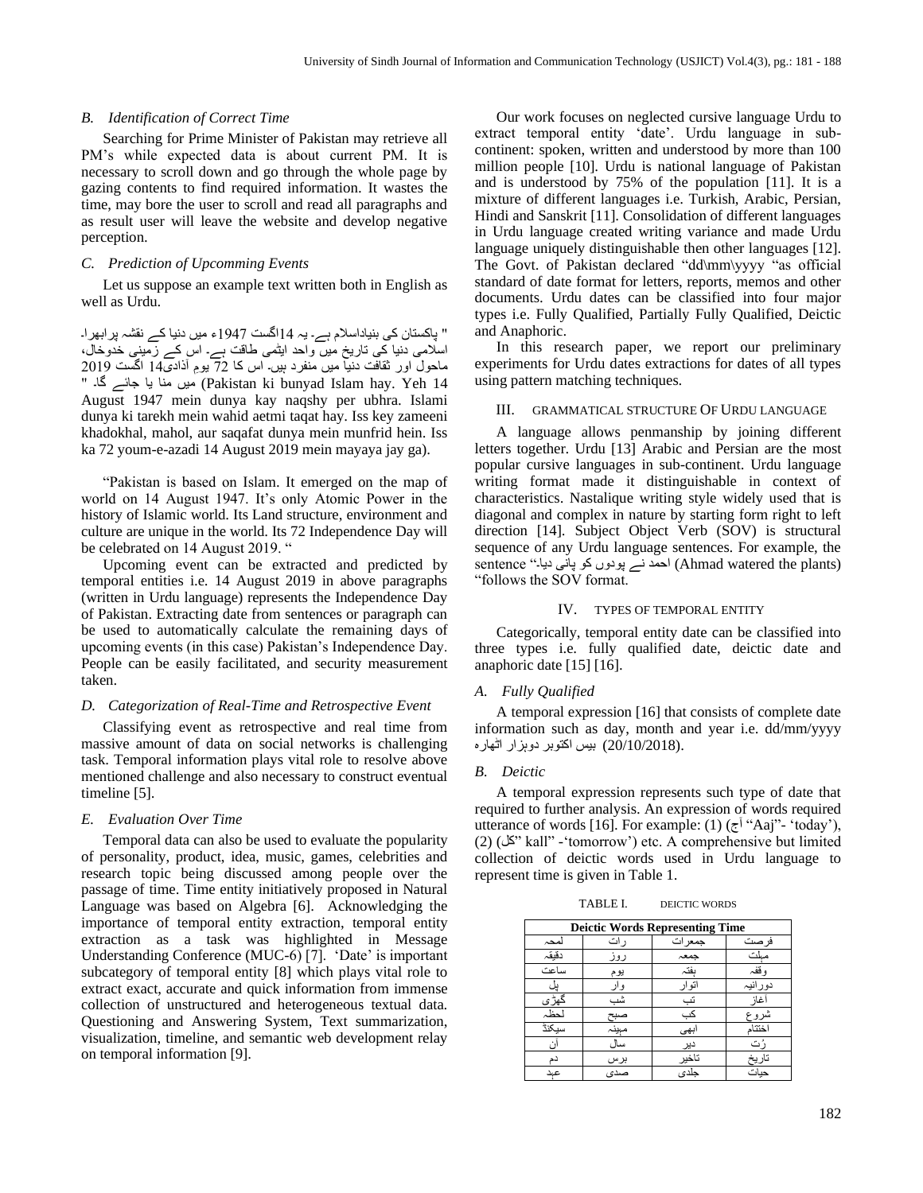### B. Identification of Correct Time

Searching for Prime Minister of Pakistan may retrieve all PM's while expected data is about current PM. It is necessary to scroll down and go through the whole page by gazing contents to find required information. It wastes the time, may bore the user to scroll and read all paragraphs and as result user will leave the website and develop negative perception.

### C. Prediction of Upcomming Events

Let us suppose an example text written both in English as well as Urdu.

" پاکستان کی بنیاداسلام ہے۔ یہ 14اگست 1947ء میں دنیا کے نقشہ پرابھرا۔ اسلامی دنیا کی تاریخ میں واحد ایٹمی طاقت ہے۔ اس کے زمینی خدوخال، ماحول اور ثقافت دنیا میں منفرد ہیں۔ اس کا 72 یوم آذادی14 اگست 2019 میں منا یا جائے گا۔ " (Pakistan ki bunyad Islam hay. Yeh 14 August 1947 mein dunya kay naqshy per ubhra. Islami dunya ki tarekh mein wahid aetmi taqat hay. Iss key zameeni khadokhal, mahol, aur saqafat dunya mein munfrid hein. Iss ka 72 youm-e-azadi 14 August 2019 mein mayaya jay ga).

"Pakistan is based on Islam. It emerged on the map of world on 14 August 1947. It's only Atomic Power in the history of Islamic world. Its Land structure, environment and culture are unique in the world. Its 72 Independence Day will be celebrated on 14 August 2019. "

Upcoming event can be extracted and predicted by temporal entities i.e. 14 August 2019 in above paragraphs (written in Urdu language) represents the Independence Day of Pakistan. Extracting date from sentences or paragraph can be used to automatically calculate the remaining days of upcoming events (in this case) Pakistan's Independence Day. People can be easily facilitated, and security measurement taken.

### D. Categorization of Real-Time and Retrospective Event

Classifying event as retrospective and real time from massive amount of data on social networks is challenging task. Temporal information plays vital role to resolve above mentioned challenge and also necessary to construct eventual timeline [5].

### E. Evaluation Over Time

Temporal data can also be used to evaluate the popularity of personality, product, idea, music, games, celebrities and research topic being discussed among people over the passage of time. Time entity initiatively proposed in Natural Language was based on Algebra [6]. Acknowledging the importance of temporal entity extraction, temporal entity extraction as a task was highlighted in Message Understanding Conference (MUC-6) [7]. 'Date' is important subcategory of temporal entity [8] which plays vital role to extract exact, accurate and quick information from immense collection of unstructured and heterogeneous textual data. Questioning and Answering System, Text summarization, visualization, timeline, and semantic web development relay on temporal information [9].

Our work focuses on neglected cursive language Urdu to extract temporal entity 'date'. Urdu language in sub-continent: spoken, written and understood by more than 100 million people [10]. Urdu is national language of Pakistan and is understood by 75% of the population [11]. It is a mixture of different languages i.e. Turkish, Arabic, Persian, Hindi and Sanskrit [11]. Consolidation of different languages in Urdu language created writing variance and made Urdu language uniquely distinguishable then other languages [12]. The Govt. of Pakistan declared "dd\mm\yyyy "as official standard of date format for letters, reports, memos and other documents. Urdu dates can be classified into four major types i.e. Fully Qualified, Partially Fully Qualified, Deictic and Anaphoric.

In this research paper, we report our preliminary experiments for Urdu dates extractions for dates of all types using pattern matching techniques.

## III. GRAMMATICAL STRUCTURE OF URDU LANGUAGE

A language allows penmanship by joining different letters together. Urdu [13] Arabic and Persian are the most popular cursive languages in sub-continent. Urdu language writing format made it distinguishable in context of characteristics. Nastalique writing style widely used that is diagonal and complex in nature by starting form right to left direction [14]. Subject Object Verb (SOV) is structural sequence of any Urdu language sentences. For example, the sentence "احمد نے پودوں کو پانی دیا۔ (Ahmad watered the plants) "follows the SOV format.

## IV. TYPES OF TEMPORAL ENTITY

Categorically, temporal entity date can be classified into three types i.e. fully qualified date, deictic date and anaphoric date [15] [16].

### A. Fully Qualified

A temporal expression [16] that consists of complete date information such as day, month and year i.e. dd/mm/yyyy بیس اکتوبر دوہزار اٹھارہ (20/10/2018).

### B. Deictic

A temporal expression represents such type of date that required to further analysis. An expression of words required utterance of words [16]. For example: (1) (آج "Aaj"- 'today'), (2) (کل" kall" -'tomorrow') etc. A comprehensive but limited collection of deictic words used in Urdu language to represent time is given in Table 1.

TABLE I. DEICTIC WORDS

| Deictic Words Representing Time | | | |
|---|---|---|---|
| لمحہ | رات | جمعرات | فرصت |
| دقیقہ | روز | جمعہ | مہلت |
| ساعت | یوم | ہفتہ | وقفہ |
| پل | وار | اتوار | دورانیہ |
| گھڑی | شب | تب | آغاز |
| لحظہ | صبح | کب | شروع |
| سیکنڈ | مہینہ | ابھی | اختتام |
| آن | سال | دیر | رُت |
| دم | برس | تاخیر | تاریخ |
| عہد | صدی | جلدی | حیات |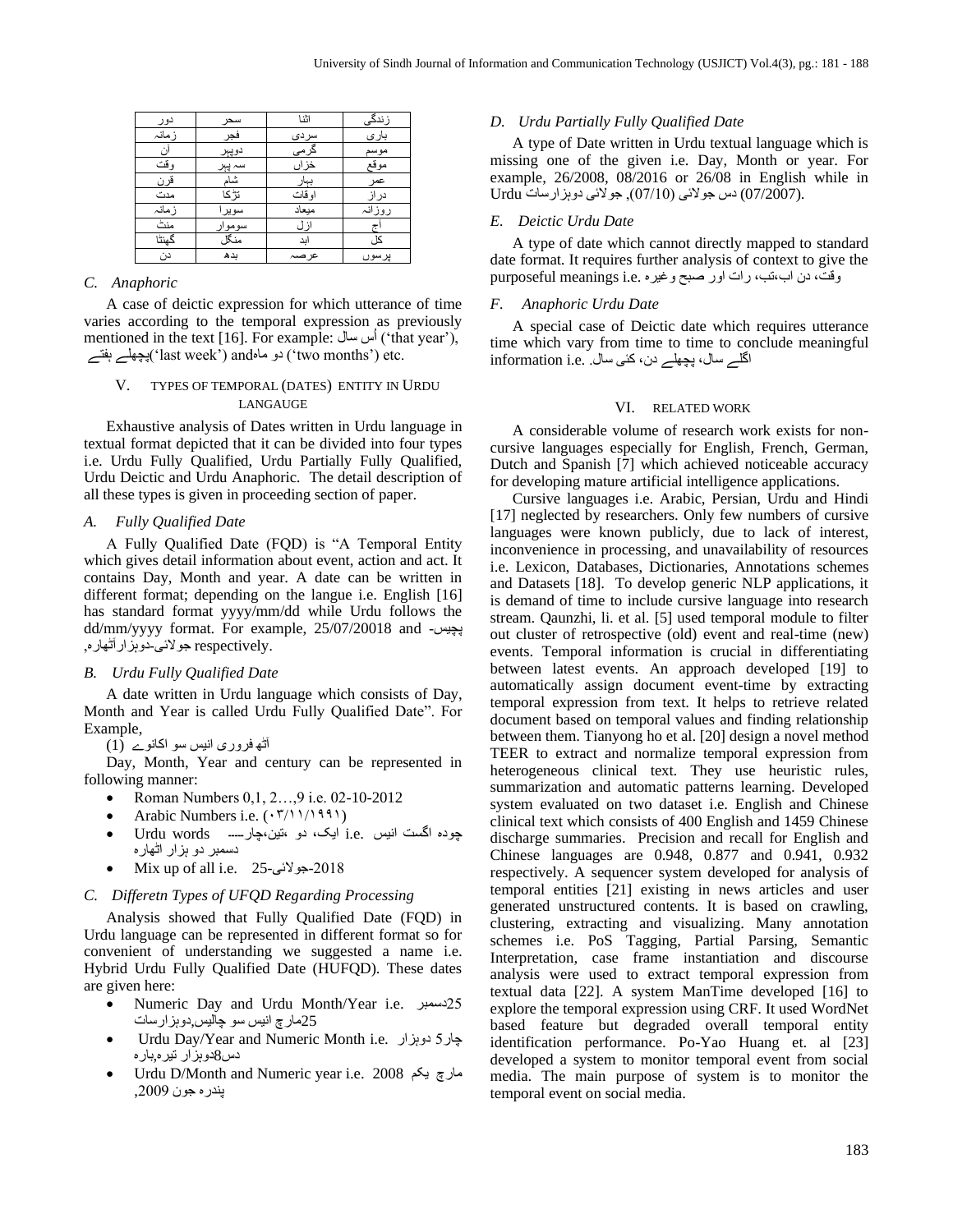| دور | سحر | اثنا | زندگی |
| --- | --- | --- | --- |
| زمانہ | فجر | سردی | باری |
| آن | دوپہر | گرمی | موسم |
| وقت | سہ پہر | خزاں | موقع |
| قرن | شام | بہار | عمر |
| مدت | تڑکا | اوقات | دراز |
| زمانہ | سویرا | میعاد | روزانہ |
| منٹ | سوموار | ازل | آج |
| گھنٹا | منگل | ابد | کل |
| دن | بدھ | عرصہ | پرسوں |

### C. Anaphoric

A case of deictic expression for which utterance of time varies according to the temporal expression as previously mentioned in the text [16]. For example: اُس سال ('that year'), پچھلے ہفتے('last week') andدو ماہ ('two months') etc.

## V. TYPES OF TEMPORAL (DATES) ENTITY IN URDU LANGAUGE

Exhaustive analysis of Dates written in Urdu language in textual format depicted that it can be divided into four types i.e. Urdu Fully Qualified, Urdu Partially Fully Qualified, Urdu Deictic and Urdu Anaphoric. The detail description of all these types is given in proceeding section of paper.

### A. Fully Qualified Date

A Fully Qualified Date (FQD) is "A Temporal Entity which gives detail information about event, action and act. It contains Day, Month and year. A date can be written in different format; depending on the langue i.e. English [16] has standard format yyyy/mm/dd while Urdu follows the dd/mm/yyyy format. For example, 25/07/20018 and پچیس-جولائی-دوہزاراٹھارہ, respectively.

### B. Urdu Fully Qualified Date

A date written in Urdu language which consists of Day, Month and Year is called Urdu Fully Qualified Date". For Example,

آٹھ فروری انیس سو اکانوے (1)

Day, Month, Year and century can be represented in following manner:

- Roman Numbers 0,1, 2…,9 i.e. 02-10-2012
- Arabic Numbers i.e. (۰۳/۱۱/۱۹۹۱)
- Urdu words i.e. ایک، دو ،تین،چار---- چودہ اگست انیس دسمبر دو ہزار اٹھارہ
- Mix up of all i.e. 25-جولائی-2018

### C. Differetn Types of UFQD Regarding Processing

Analysis showed that Fully Qualified Date (FQD) in Urdu language can be represented in different format so for convenient of understanding we suggested a name i.e. Hybrid Urdu Fully Qualified Date (HUFQD). These dates are given here:

- Numeric Day and Urdu Month/Year i.e. 25دسمبر 25مارچ انیس سو چالیس,دوہزارسات
- Urdu Day/Year and Numeric Month i.e. چار5 دوہزار دس8دوہزار تیرہ,بارہ
- Urdu D/Month and Numeric year i.e. 2008 مارچ یکم پندرہ جون 2009,

### D. Urdu Partially Fully Qualified Date

A type of Date written in Urdu textual language which is missing one of the given i.e. Day, Month or year. For example, 26/2008, 08/2016 or 26/08 in English while in Urdu دس جولائی (07/10), جولائی دوہزارسات (07/2007).

### E. Deictic Urdu Date

A type of date which cannot directly mapped to standard date format. It requires further analysis of context to give the purposeful meanings i.e. وقت، دن اب،تب، رات اور صبح وغیرہ

### F. Anaphoric Urdu Date

A special case of Deictic date which requires utterance time which vary from time to time to conclude meaningful information i.e. اگلے سال، پچھلے دن، کئی سال.

## VI. RELATED WORK

A considerable volume of research work exists for non-cursive languages especially for English, French, German, Dutch and Spanish [7] which achieved noticeable accuracy for developing mature artificial intelligence applications.

Cursive languages i.e. Arabic, Persian, Urdu and Hindi [17] neglected by researchers. Only few numbers of cursive languages were known publicly, due to lack of interest, inconvenience in processing, and unavailability of resources i.e. Lexicon, Databases, Dictionaries, Annotations schemes and Datasets [18]. To develop generic NLP applications, it is demand of time to include cursive language into research stream. Qaunzhi, li. et al. [5] used temporal module to filter out cluster of retrospective (old) event and real-time (new) events. Temporal information is crucial in differentiating between latest events. An approach developed [19] to automatically assign document event-time by extracting temporal expression from text. It helps to retrieve related document based on temporal values and finding relationship between them. Tianyong ho et al. [20] design a novel method TEER to extract and normalize temporal expression from heterogeneous clinical text. They use heuristic rules, summarization and automatic patterns learning. Developed system evaluated on two dataset i.e. English and Chinese clinical text which consists of 400 English and 1459 Chinese discharge summaries. Precision and recall for English and Chinese languages are 0.948, 0.877 and 0.941, 0.932 respectively. A sequencer system developed for analysis of temporal entities [21] existing in news articles and user generated unstructured contents. It is based on crawling, clustering, extracting and visualizing. Many annotation schemes i.e. PoS Tagging, Partial Parsing, Semantic Interpretation, case frame instantiation and discourse analysis were used to extract temporal expression from textual data [22]. A system ManTime developed [16] to explore the temporal expression using CRF. It used WordNet based feature but degraded overall temporal entity identification performance. Po-Yao Huang et. al [23] developed a system to monitor temporal event from social media. The main purpose of system is to monitor the temporal event on social media.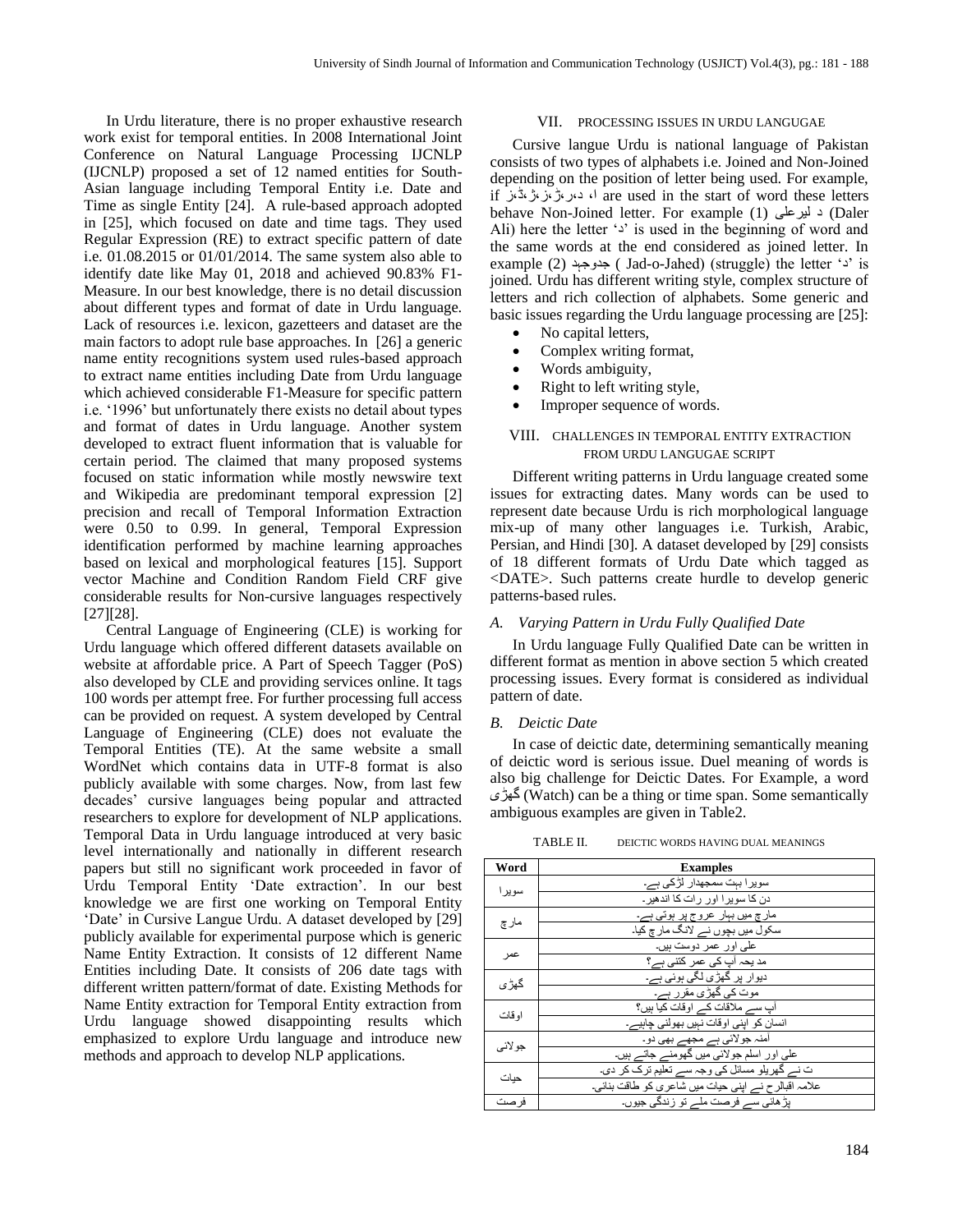In Urdu literature, there is no proper exhaustive research work exist for temporal entities. In 2008 International Joint Conference on Natural Language Processing IJCNLP (IJCNLP) proposed a set of 12 named entities for South-Asian language including Temporal Entity i.e. Date and Time as single Entity [24]. A rule-based approach adopted in [25], which focused on date and time tags. They used Regular Expression (RE) to extract specific pattern of date i.e. 01.08.2015 or 01/01/2014. The same system also able to identify date like May 01, 2018 and achieved 90.83% F1-Measure. In our best knowledge, there is no detail discussion about different types and format of date in Urdu language. Lack of resources i.e. lexicon, gazetteers and dataset are the main factors to adopt rule base approaches. In [26] a generic name entity recognitions system used rules-based approach to extract name entities including Date from Urdu language which achieved considerable F1-Measure for specific pattern i.e. '1996' but unfortunately there exists no detail about types and format of dates in Urdu language. Another system developed to extract fluent information that is valuable for certain period. The claimed that many proposed systems focused on static information while mostly newswire text and Wikipedia are predominant temporal expression [2] precision and recall of Temporal Information Extraction were 0.50 to 0.99. In general, Temporal Expression identification performed by machine learning approaches based on lexical and morphological features [15]. Support vector Machine and Condition Random Field CRF give considerable results for Non-cursive languages respectively [27][28].

Central Language of Engineering (CLE) is working for Urdu language which offered different datasets available on website at affordable price. A Part of Speech Tagger (PoS) also developed by CLE and providing services online. It tags 100 words per attempt free. For further processing full access can be provided on request. A system developed by Central Language of Engineering (CLE) does not evaluate the Temporal Entities (TE). At the same website a small WordNet which contains data in UTF-8 format is also publicly available with some charges. Now, from last few decades' cursive languages being popular and attracted researchers to explore for development of NLP applications. Temporal Data in Urdu language introduced at very basic level internationally and nationally in different research papers but still no significant work proceeded in favor of Urdu Temporal Entity 'Date extraction'. In our best knowledge we are first one working on Temporal Entity 'Date' in Cursive Langue Urdu. A dataset developed by [29] publicly available for experimental purpose which is generic Name Entity Extraction. It consists of 12 different Name Entities including Date. It consists of 206 date tags with different written pattern/format of date. Existing Methods for Name Entity extraction for Temporal Entity extraction from Urdu language showed disappointing results which emphasized to explore Urdu language and introduce new methods and approach to develop NLP applications.

## VII. PROCESSING ISSUES IN URDU LANGUGAE

Cursive langue Urdu is national language of Pakistan consists of two types of alphabets i.e. Joined and Non-Joined depending on the position of letter being used. For example, if ا، د،ر،ڑ،ژ،ڈ،ز are used in the start of word these letters behave Non-Joined letter. For example (1) د لیرعلی (Daler Ali) here the letter 'د' is used in the beginning of word and the same words at the end considered as joined letter. In example (2) جدوجہد ( Jad-o-Jahed) (struggle) the letter 'د' is joined. Urdu has different writing style, complex structure of letters and rich collection of alphabets. Some generic and basic issues regarding the Urdu language processing are [25]:

- No capital letters,
- Complex writing format,
- Words ambiguity,
- Right to left writing style,
- Improper sequence of words.

## VIII. CHALLENGES IN TEMPORAL ENTITY EXTRACTION FROM URDU LANGUGAE SCRIPT

Different writing patterns in Urdu language created some issues for extracting dates. Many words can be used to represent date because Urdu is rich morphological language mix-up of many other languages i.e. Turkish, Arabic, Persian, and Hindi [30]. A dataset developed by [29] consists of 18 different formats of Urdu Date which tagged as <DATE>. Such patterns create hurdle to develop generic patterns-based rules.

### A. Varying Pattern in Urdu Fully Qualified Date

In Urdu language Fully Qualified Date can be written in different format as mention in above section 5 which created processing issues. Every format is considered as individual pattern of date.

### B. Deictic Date

In case of deictic date, determining semantically meaning of deictic word is serious issue. Duel meaning of words is also big challenge for Deictic Dates. For Example, a word گھڑی (Watch) can be a thing or time span. Some semantically ambiguous examples are given in Table2.

TABLE II. DEICTIC WORDS HAVING DUAL MEANINGS

| Word | Examples |
|---|---|
| سویرا | سویرا بہت سمجھدار لڑکی ہے۔ |
| | دن کا سویرا اور رات کا اندھیر۔ |
| مارچ | مارچ میں بہار عروج پر ہوتی ہے۔ |
| | سکول میں بچوں نے لانگ مارچ کیا۔ |
| عمر | علی اور عمر دوست ہیں۔ |
| | مد یحہ آپ کی عمر کتنی ہے؟ |
| گھڑی | دیوار پر گھڑی لگی ہوئی ہے۔ |
| | موت کی گھڑی مقرر ہے۔ |
| اوقات | آپ سے ملاقات کے اوقات کیا ہیں؟ |
| | انسان کو اپنی اوقات نہیں بھولنی چاہیے۔ |
| جولائی | آمنہ جولائی ہے مجھے بھی دو۔ |
| | علی اور اسلم جولائی میں گھومنے جاتے ہیں۔ |
| حیات | ت نے گھریلو مسائل کی وجہ سے تعلیم ترک کر دی۔ |
| | علامہ اقبالرح نے اپنی حیات میں شاعری کو طاقت بنائی۔ |
| فرصت | پڑھائی سے فرصت ملے تو زندگی جیوں۔ |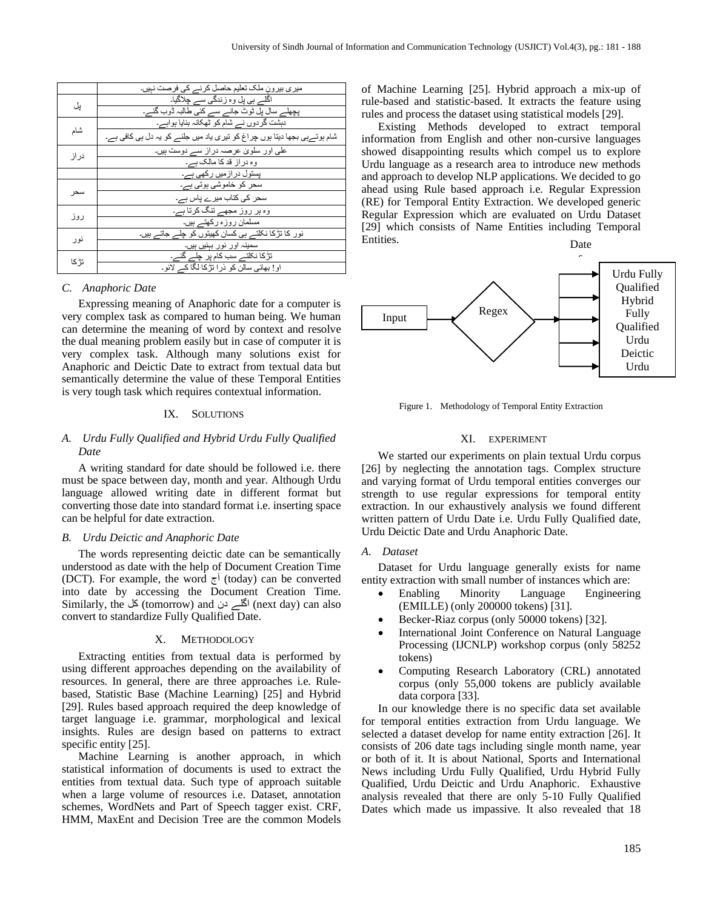| | میری بیرون ملک تعلیم حاصل کرنے کی فرصت نہیں۔ |
|---|---|
| پل | اگلے ہی پل وہ زندگی سے چلاگیا۔ |
| | پچھلے سال پل ٹوٹ جانے سے کئی طالبہ ڈوب گئے۔ |
| شام | دہشت گردوں نے شام کو ٹھکانہ بنایا ہوا ہے۔ |
| | شام ہوتےہی بجھا دیتا ہوں چراغ کو تیری یاد میں جلنے کو یہ دل ہی کافی ہے۔ |
| دراز | علی اور سلوی عرصہ دراز سے دوست ہیں۔ |
| | وہ دراز قد کا مالک ہے۔ |
| | پستول درازمیں رکھی ہے۔ |
| سحر | سحر کو خاموشی ہوتی ہے۔ |
| | سحر کی کتاب میرے پاس ہے۔ |
| روز | وہ ہر روز مجھے تنگ کرتا ہے۔ |
| | مسلمان روزہ رکھتے ہیں۔ |
| نور | نور کا تڑکا نکلتے ہی کسان کھیتوں کو چلے جاتے ہیں۔ |
| | سمینہ اور نور بہنیں ہیں۔ |
| تڑکا | تڑکا نکلتے سب کام پر چلے گئے۔ |
| | او! بھائی سالن کو ذرا تڑکا لگا کے لائو۔ |

### C. Anaphoric Date

Expressing meaning of Anaphoric date for a computer is very complex task as compared to human being. We human can determine the meaning of word by context and resolve the dual meaning problem easily but in case of computer it is very complex task. Although many solutions exist for Anaphoric and Deictic Date to extract from textual data but semantically determine the value of these Temporal Entities is very tough task which requires contextual information.

## IX. Solutions

### A. Urdu Fully Qualified and Hybrid Urdu Fully Qualified Date

A writing standard for date should be followed i.e. there must be space between day, month and year. Although Urdu language allowed writing date in different format but converting those date into standard format i.e. inserting space can be helpful for date extraction.

### B. Urdu Deictic and Anaphoric Date

The words representing deictic date can be semantically understood as date with the help of Document Creation Time (DCT). For example, the word آج (today) can be converted into date by accessing the Document Creation Time. Similarly, the کل (tomorrow) and اگلے دن (next day) can also convert to standardize Fully Qualified Date.

## X. Methodology

Extracting entities from textual data is performed by using different approaches depending on the availability of resources. In general, there are three approaches i.e. Rule-based, Statistic Base (Machine Learning) [25] and Hybrid [29]. Rules based approach required the deep knowledge of target language i.e. grammar, morphological and lexical insights. Rules are design based on patterns to extract specific entity [25].

Machine Learning is another approach, in which statistical information of documents is used to extract the entities from textual data. Such type of approach suitable when a large volume of resources i.e. Dataset, annotation schemes, WordNets and Part of Speech tagger exist. CRF, HMM, MaxEnt and Decision Tree are the common Models of Machine Learning [25]. Hybrid approach a mix-up of rule-based and statistic-based. It extracts the feature using rules and process the dataset using statistical models [29].

Existing Methods developed to extract temporal information from English and other non-cursive languages showed disappointing results which compel us to explore Urdu language as a research area to introduce new methods and approach to develop NLP applications. We decided to go ahead using Rule based approach i.e. Regular Expression (RE) for Temporal Entity Extraction. We developed generic Regular Expression which are evaluated on Urdu Dataset [29] which consists of Name Entities including Temporal Entities.

Input → Regex → Dates: Urdu Fully Qualified, Hybrid Fully Qualified Urdu, Deictic Urdu

Figure 1. Methodology of Temporal Entity Extraction

## XI. Experiment

We started our experiments on plain textual Urdu corpus [26] by neglecting the annotation tags. Complex structure and varying format of Urdu temporal entities converges our strength to use regular expressions for temporal entity extraction. In our exhaustively analysis we found different written pattern of Urdu Date i.e. Urdu Fully Qualified date, Urdu Deictic Date and Urdu Anaphoric Date.

### A. Dataset

Dataset for Urdu language generally exists for name entity extraction with small number of instances which are:

- Enabling Minority Language Engineering (EMILLE) (only 200000 tokens) [31].
- Becker-Riaz corpus (only 50000 tokens) [32].
- International Joint Conference on Natural Language Processing (IJCNLP) workshop corpus (only 58252 tokens)
- Computing Research Laboratory (CRL) annotated corpus (only 55,000 tokens are publicly available data corpora [33].

In our knowledge there is no specific data set available for temporal entities extraction from Urdu language. We selected a dataset develop for name entity extraction [26]. It consists of 206 date tags including single month name, year or both of it. It is about National, Sports and International News including Urdu Fully Qualified, Urdu Hybrid Fully Qualified, Urdu Deictic and Urdu Anaphoric. Exhaustive analysis revealed that there are only 5-10 Fully Qualified Dates which made us impassive. It also revealed that 18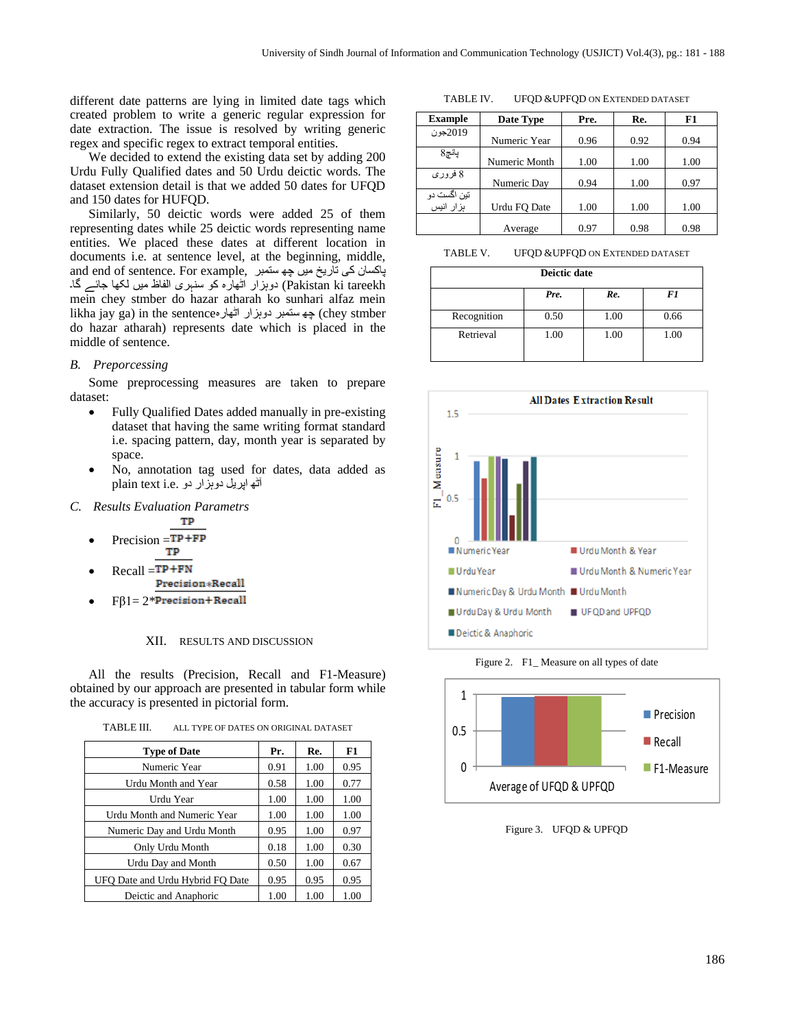different date patterns are lying in limited date tags which created problem to write a generic regular expression for date extraction. The issue is resolved by writing generic regex and specific regex to extract temporal entities.

We decided to extend the existing data set by adding 200 Urdu Fully Qualified dates and 50 Urdu deictic words. The dataset extension detail is that we added 50 dates for UFQD and 150 dates for HUFQD.

Similarly, 50 deictic words were added 25 of them representing dates while 25 deictic words representing name entities. We placed these dates at different location in documents i.e. at sentence level, at the beginning, middle, and end of sentence. For example, پاکسان کی تاریخ میں چھ ستمبر دوہزار اٹھارہ کو سنہری الفاظ میں لکھا جائے گا۔ (Pakistan ki tareekh mein chey stmber do hazar atharah ko sunhari alfaz mein likha jay ga) in the sentence چھ ستمبر دوہزار اٹھارہ (chey stmber do hazar atharah) represents date which is placed in the middle of sentence.

### B. Preporcessing

Some preprocessing measures are taken to prepare dataset:

- Fully Qualified Dates added manually in pre-existing dataset that having the same writing format standard i.e. spacing pattern, day, month year is separated by space.
- No, annotation tag used for dates, data added as plain text i.e. آٹھ اپریل دوہزار دو

### C. Results Evaluation Parametrs

- Precision $= \frac{TP}{TP+FP}$
- Recall $= \frac{TP}{TP+FN}$
- $F\beta 1 = 2 * \frac{Precision * Recall}{Precision + Recall}$

## XII. RESULTS AND DISCUSSION

All the results (Precision, Recall and F1-Measure) obtained by our approach are presented in tabular form while the accuracy is presented in pictorial form.

TABLE III. ALL TYPE OF DATES ON ORIGINAL DATASET

| Type of Date | Pr. | Re. | F1 |
|---|---|---|---|
| Numeric Year | 0.91 | 1.00 | 0.95 |
| Urdu Month and Year | 0.58 | 1.00 | 0.77 |
| Urdu Year | 1.00 | 1.00 | 1.00 |
| Urdu Month and Numeric Year | 1.00 | 1.00 | 1.00 |
| Numeric Day and Urdu Month | 0.95 | 1.00 | 0.97 |
| Only Urdu Month | 0.18 | 1.00 | 0.30 |
| Urdu Day and Month | 0.50 | 1.00 | 0.67 |
| UFQ Date and Urdu Hybrid FQ Date | 0.95 | 0.95 | 0.95 |
| Deictic and Anaphoric | 1.00 | 1.00 | 1.00 |

TABLE IV. UFQD &UPFQD ON EXTENDED DATASET

| Example | Date Type | Pre. | Re. | F1 |
|---|---|---|---|---|
| جون2019 | Numeric Year | 0.96 | 0.92 | 0.94 |
| پانچ8 | Numeric Month | 1.00 | 1.00 | 1.00 |
| 8 فروری | Numeric Day | 0.94 | 1.00 | 0.97 |
| تین اگست دو ہزار انیس | Urdu FQ Date | 1.00 | 1.00 | 1.00 |
| | Average | 0.97 | 0.98 | 0.98 |

TABLE V. UFQD &UPFQD ON EXTENDED DATASET

| Deictic date | | | |
|---|---|---|---|
| | *Pre.* | *Re.* | *F1* |
| Recognition | 0.50 | 1.00 | 0.66 |
| Retrieval | 1.00 | 1.00 | 1.00 |

Figure 2. F1_ Measure on all types of date

Figure 3. UFQD & UPFQD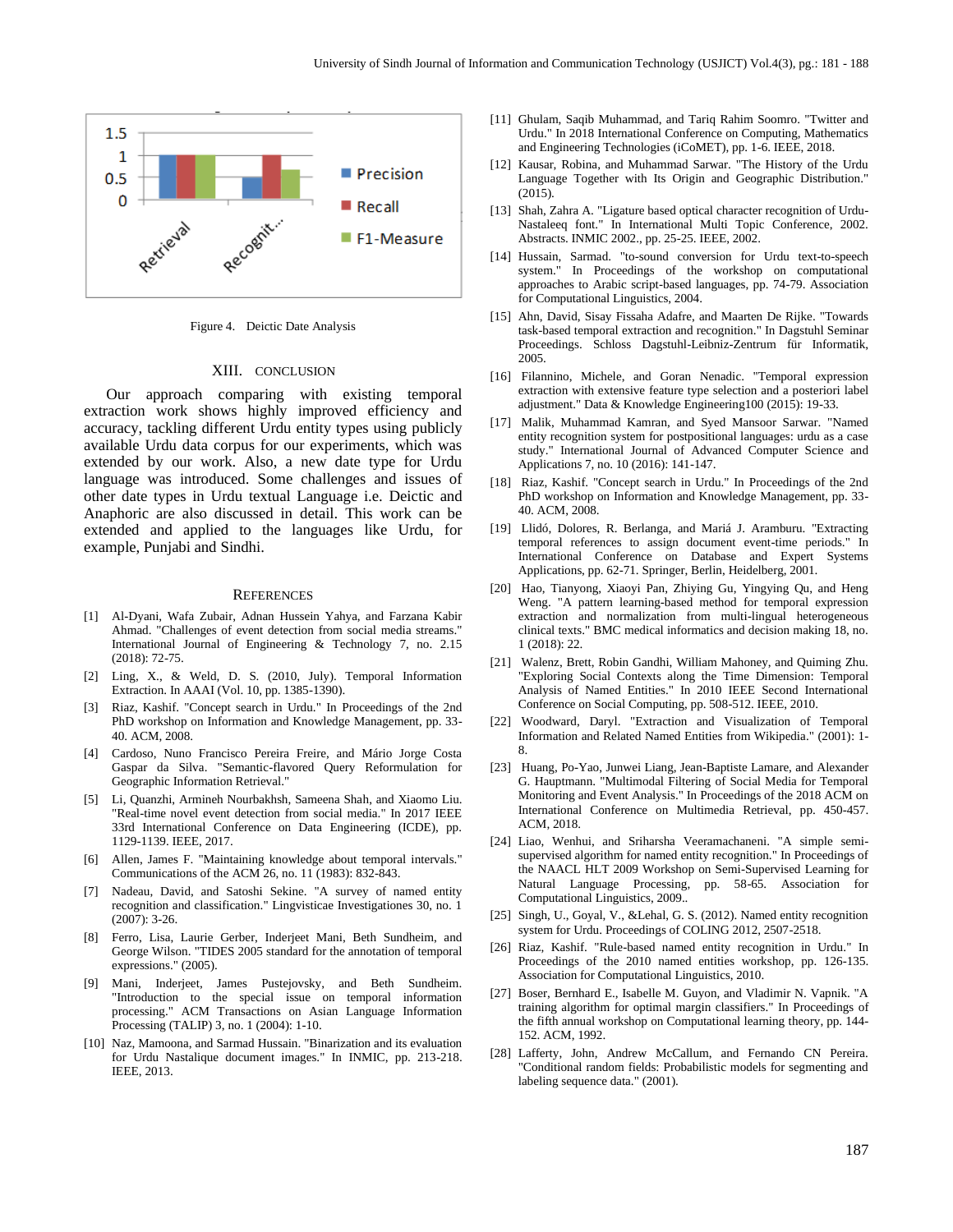Figure 4. Deictic Date Analysis

## XIII. CONCLUSION

Our approach comparing with existing temporal extraction work shows highly improved efficiency and accuracy, tackling different Urdu entity types using publicly available Urdu data corpus for our experiments, which was extended by our work. Also, a new date type for Urdu language was introduced. Some challenges and issues of other date types in Urdu textual Language i.e. Deictic and Anaphoric are also discussed in detail. This work can be extended and applied to the languages like Urdu, for example, Punjabi and Sindhi.

## REFERENCES

[1] Al-Dyani, Wafa Zubair, Adnan Hussein Yahya, and Farzana Kabir Ahmad. "Challenges of event detection from social media streams." International Journal of Engineering & Technology 7, no. 2.15 (2018): 72-75.

[2] Ling, X., & Weld, D. S. (2010, July). Temporal Information Extraction. In AAAI (Vol. 10, pp. 1385-1390).

[3] Riaz, Kashif. "Concept search in Urdu." In Proceedings of the 2nd PhD workshop on Information and Knowledge Management, pp. 33-40. ACM, 2008.

[4] Cardoso, Nuno Francisco Pereira Freire, and Mário Jorge Costa Gaspar da Silva. "Semantic-flavored Query Reformulation for Geographic Information Retrieval."

[5] Li, Quanzhi, Armineh Nourbakhsh, Sameena Shah, and Xiaomo Liu. "Real-time novel event detection from social media." In 2017 IEEE 33rd International Conference on Data Engineering (ICDE), pp. 1129-1139. IEEE, 2017.

[6] Allen, James F. "Maintaining knowledge about temporal intervals." Communications of the ACM 26, no. 11 (1983): 832-843.

[7] Nadeau, David, and Satoshi Sekine. "A survey of named entity recognition and classification." Lingvisticae Investigationes 30, no. 1 (2007): 3-26.

[8] Ferro, Lisa, Laurie Gerber, Inderjeet Mani, Beth Sundheim, and George Wilson. "TIDES 2005 standard for the annotation of temporal expressions." (2005).

[9] Mani, Inderjeet, James Pustejovsky, and Beth Sundheim. "Introduction to the special issue on temporal information processing." ACM Transactions on Asian Language Information Processing (TALIP) 3, no. 1 (2004): 1-10.

[10] Naz, Mamoona, and Sarmad Hussain. "Binarization and its evaluation for Urdu Nastalique document images." In INMIC, pp. 213-218. IEEE, 2013.

[11] Ghulam, Saqib Muhammad, and Tariq Rahim Soomro. "Twitter and Urdu." In 2018 International Conference on Computing, Mathematics and Engineering Technologies (iCoMET), pp. 1-6. IEEE, 2018.

[12] Kausar, Robina, and Muhammad Sarwar. "The History of the Urdu Language Together with Its Origin and Geographic Distribution." (2015).

[13] Shah, Zahra A. "Ligature based optical character recognition of Urdu-Nastaleeq font." In International Multi Topic Conference, 2002. Abstracts. INMIC 2002., pp. 25-25. IEEE, 2002.

[14] Hussain, Sarmad. "to-sound conversion for Urdu text-to-speech system." In Proceedings of the workshop on computational approaches to Arabic script-based languages, pp. 74-79. Association for Computational Linguistics, 2004.

[15] Ahn, David, Sisay Fissaha Adafre, and Maarten De Rijke. "Towards task-based temporal extraction and recognition." In Dagstuhl Seminar Proceedings. Schloss Dagstuhl-Leibniz-Zentrum für Informatik, 2005.

[16] Filannino, Michele, and Goran Nenadic. "Temporal expression extraction with extensive feature type selection and a posteriori label adjustment." Data & Knowledge Engineering100 (2015): 19-33.

[17] Malik, Muhammad Kamran, and Syed Mansoor Sarwar. "Named entity recognition system for postpositional languages: urdu as a case study." International Journal of Advanced Computer Science and Applications 7, no. 10 (2016): 141-147.

[18] Riaz, Kashif. "Concept search in Urdu." In Proceedings of the 2nd PhD workshop on Information and Knowledge Management, pp. 33-40. ACM, 2008.

[19] Llidó, Dolores, R. Berlanga, and Mariá J. Aramburu. "Extracting temporal references to assign document event-time periods." In International Conference on Database and Expert Systems Applications, pp. 62-71. Springer, Berlin, Heidelberg, 2001.

[20] Hao, Tianyong, Xiaoyi Pan, Zhiying Gu, Yingying Qu, and Heng Weng. "A pattern learning-based method for temporal expression extraction and normalization from multi-lingual heterogeneous clinical texts." BMC medical informatics and decision making 18, no. 1 (2018): 22.

[21] Walenz, Brett, Robin Gandhi, William Mahoney, and Quiming Zhu. "Exploring Social Contexts along the Time Dimension: Temporal Analysis of Named Entities." In 2010 IEEE Second International Conference on Social Computing, pp. 508-512. IEEE, 2010.

[22] Woodward, Daryl. "Extraction and Visualization of Temporal Information and Related Named Entities from Wikipedia." (2001): 1-8.

[23] Huang, Po-Yao, Junwei Liang, Jean-Baptiste Lamare, and Alexander G. Hauptmann. "Multimodal Filtering of Social Media for Temporal Monitoring and Event Analysis." In Proceedings of the 2018 ACM on International Conference on Multimedia Retrieval, pp. 450-457. ACM, 2018.

[24] Liao, Wenhui, and Sriharsha Veeramachaneni. "A simple semi-supervised algorithm for named entity recognition." In Proceedings of the NAACL HLT 2009 Workshop on Semi-Supervised Learning for Natural Language Processing, pp. 58-65. Association for Computational Linguistics, 2009..

[25] Singh, U., Goyal, V., &Lehal, G. S. (2012). Named entity recognition system for Urdu. Proceedings of COLING 2012, 2507-2518.

[26] Riaz, Kashif. "Rule-based named entity recognition in Urdu." In Proceedings of the 2010 named entities workshop, pp. 126-135. Association for Computational Linguistics, 2010.

[27] Boser, Bernhard E., Isabelle M. Guyon, and Vladimir N. Vapnik. "A training algorithm for optimal margin classifiers." In Proceedings of the fifth annual workshop on Computational learning theory, pp. 144-152. ACM, 1992.

[28] Lafferty, John, Andrew McCallum, and Fernando CN Pereira. "Conditional random fields: Probabilistic models for segmenting and labeling sequence data." (2001).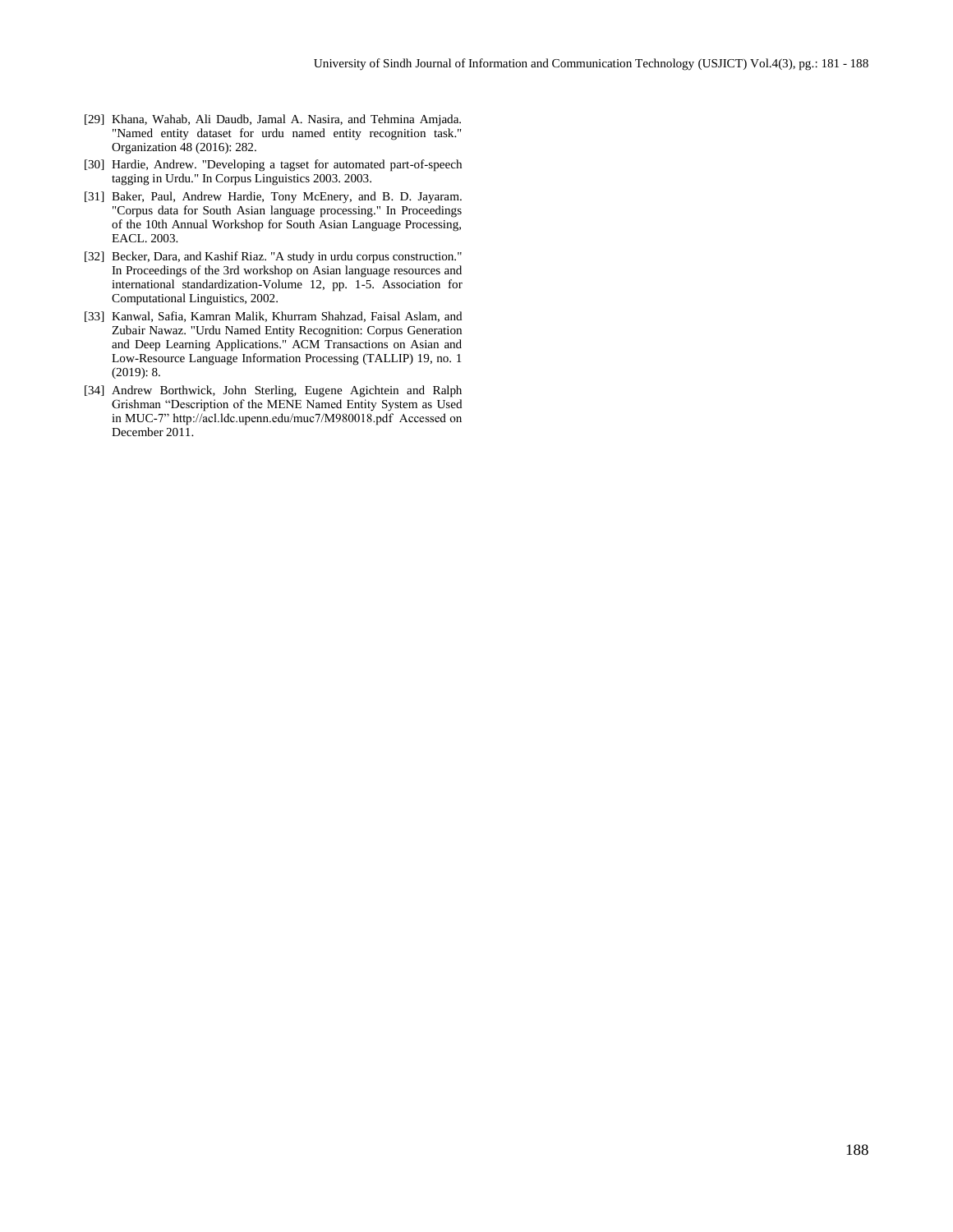[29] Khana, Wahab, Ali Daudb, Jamal A. Nasira, and Tehmina Amjada. "Named entity dataset for urdu named entity recognition task." Organization 48 (2016): 282.

[30] Hardie, Andrew. "Developing a tagset for automated part-of-speech tagging in Urdu." In Corpus Linguistics 2003. 2003.

[31] Baker, Paul, Andrew Hardie, Tony McEnery, and B. D. Jayaram. "Corpus data for South Asian language processing." In Proceedings of the 10th Annual Workshop for South Asian Language Processing, EACL. 2003.

[32] Becker, Dara, and Kashif Riaz. "A study in urdu corpus construction." In Proceedings of the 3rd workshop on Asian language resources and international standardization-Volume 12, pp. 1-5. Association for Computational Linguistics, 2002.

[33] Kanwal, Safia, Kamran Malik, Khurram Shahzad, Faisal Aslam, and Zubair Nawaz. "Urdu Named Entity Recognition: Corpus Generation and Deep Learning Applications." ACM Transactions on Asian and Low-Resource Language Information Processing (TALLIP) 19, no. 1 (2019): 8.

[34] Andrew Borthwick, John Sterling, Eugene Agichtein and Ralph Grishman "Description of the MENE Named Entity System as Used in MUC-7" http://acl.ldc.upenn.edu/muc7/M980018.pdf Accessed on December 2011.